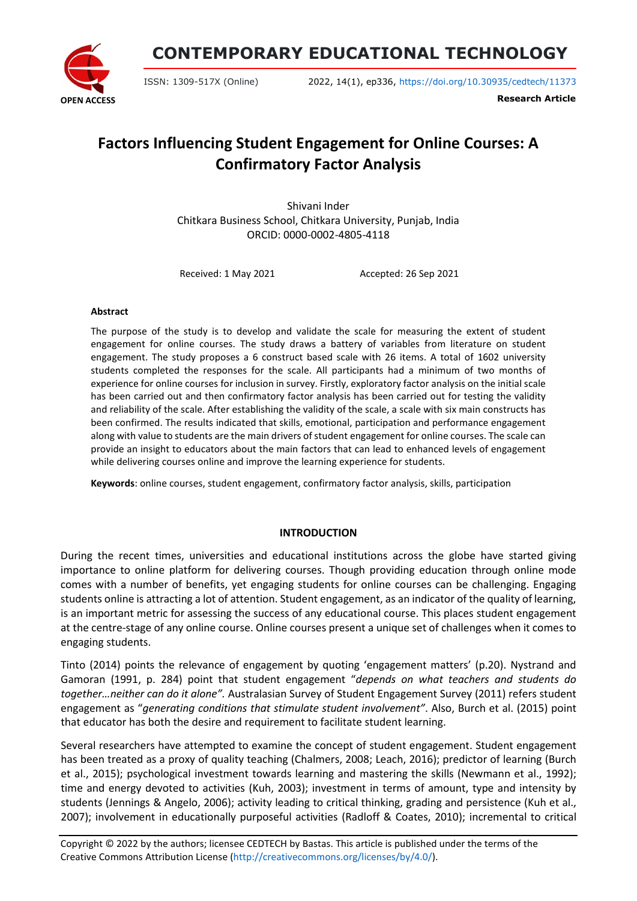# Factors Influencing Student Engagement for Online Courses: A Confirmatory Factor Analysis

Shivani Inder
Chitkara Business School, Chitkara University, Punjab, India
ORCID: 0000-0002-4805-4118

Received: 1 May 2021 Accepted: 26 Sep 2021

**Abstract**

The purpose of the study is to develop and validate the scale for measuring the extent of student engagement for online courses. The study draws a battery of variables from literature on student engagement. The study proposes a 6 construct based scale with 26 items. A total of 1602 university students completed the responses for the scale. All participants had a minimum of two months of experience for online courses for inclusion in survey. Firstly, exploratory factor analysis on the initial scale has been carried out and then confirmatory factor analysis has been carried out for testing the validity and reliability of the scale. After establishing the validity of the scale, a scale with six main constructs has been confirmed. The results indicated that skills, emotional, participation and performance engagement along with value to students are the main drivers of student engagement for online courses. The scale can provide an insight to educators about the main factors that can lead to enhanced levels of engagement while delivering courses online and improve the learning experience for students.

**Keywords**: online courses, student engagement, confirmatory factor analysis, skills, participation

## INTRODUCTION

During the recent times, universities and educational institutions across the globe have started giving importance to online platform for delivering courses. Though providing education through online mode comes with a number of benefits, yet engaging students for online courses can be challenging. Engaging students online is attracting a lot of attention. Student engagement, as an indicator of the quality of learning, is an important metric for assessing the success of any educational course. This places student engagement at the centre-stage of any online course. Online courses present a unique set of challenges when it comes to engaging students.

Tinto (2014) points the relevance of engagement by quoting 'engagement matters' (p.20). Nystrand and Gamoran (1991, p. 284) point that student engagement "*depends on what teachers and students do together…neither can do it alone".* Australasian Survey of Student Engagement Survey (2011) refers student engagement as "*generating conditions that stimulate student involvement"*. Also, Burch et al. (2015) point that educator has both the desire and requirement to facilitate student learning.

Several researchers have attempted to examine the concept of student engagement. Student engagement has been treated as a proxy of quality teaching (Chalmers, 2008; Leach, 2016); predictor of learning (Burch et al., 2015); psychological investment towards learning and mastering the skills (Newmann et al., 1992); time and energy devoted to activities (Kuh, 2003); investment in terms of amount, type and intensity by students (Jennings & Angelo, 2006); activity leading to critical thinking, grading and persistence (Kuh et al., 2007); involvement in educationally purposeful activities (Radloff & Coates, 2010); incremental to critical

Copyright © 2022 by the authors; licensee CEDTECH by Bastas. This article is published under the terms of the Creative Commons Attribution License (http://creativecommons.org/licenses/by/4.0/).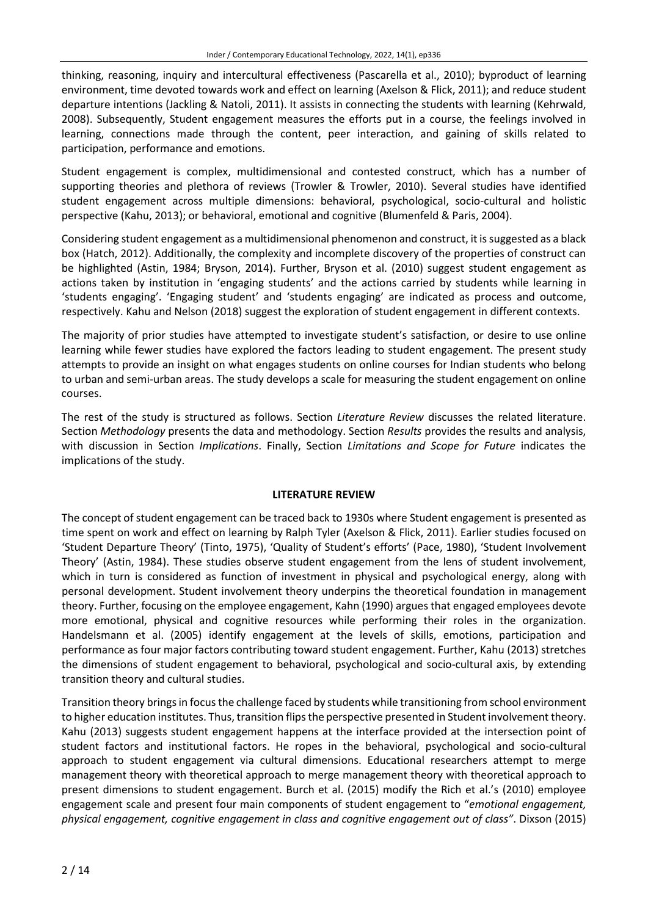thinking, reasoning, inquiry and intercultural effectiveness (Pascarella et al., 2010); byproduct of learning environment, time devoted towards work and effect on learning (Axelson & Flick, 2011); and reduce student departure intentions (Jackling & Natoli, 2011). It assists in connecting the students with learning (Kehrwald, 2008). Subsequently, Student engagement measures the efforts put in a course, the feelings involved in learning, connections made through the content, peer interaction, and gaining of skills related to participation, performance and emotions.

Student engagement is complex, multidimensional and contested construct, which has a number of supporting theories and plethora of reviews (Trowler & Trowler, 2010). Several studies have identified student engagement across multiple dimensions: behavioral, psychological, socio-cultural and holistic perspective (Kahu, 2013); or behavioral, emotional and cognitive (Blumenfeld & Paris, 2004).

Considering student engagement as a multidimensional phenomenon and construct, it is suggested as a black box (Hatch, 2012). Additionally, the complexity and incomplete discovery of the properties of construct can be highlighted (Astin, 1984; Bryson, 2014). Further, Bryson et al. (2010) suggest student engagement as actions taken by institution in 'engaging students' and the actions carried by students while learning in 'students engaging'. 'Engaging student' and 'students engaging' are indicated as process and outcome, respectively. Kahu and Nelson (2018) suggest the exploration of student engagement in different contexts.

The majority of prior studies have attempted to investigate student's satisfaction, or desire to use online learning while fewer studies have explored the factors leading to student engagement. The present study attempts to provide an insight on what engages students on online courses for Indian students who belong to urban and semi-urban areas. The study develops a scale for measuring the student engagement on online courses.

The rest of the study is structured as follows. Section *Literature Review* discusses the related literature. Section *Methodology* presents the data and methodology. Section *Results* provides the results and analysis, with discussion in Section *Implications*. Finally, Section *Limitations and Scope for Future* indicates the implications of the study.

## LITERATURE REVIEW

The concept of student engagement can be traced back to 1930s where Student engagement is presented as time spent on work and effect on learning by Ralph Tyler (Axelson & Flick, 2011). Earlier studies focused on 'Student Departure Theory' (Tinto, 1975), 'Quality of Student's efforts' (Pace, 1980), 'Student Involvement Theory' (Astin, 1984). These studies observe student engagement from the lens of student involvement, which in turn is considered as function of investment in physical and psychological energy, along with personal development. Student involvement theory underpins the theoretical foundation in management theory. Further, focusing on the employee engagement, Kahn (1990) argues that engaged employees devote more emotional, physical and cognitive resources while performing their roles in the organization. Handelsmann et al. (2005) identify engagement at the levels of skills, emotions, participation and performance as four major factors contributing toward student engagement. Further, Kahu (2013) stretches the dimensions of student engagement to behavioral, psychological and socio-cultural axis, by extending transition theory and cultural studies.

Transition theory brings in focus the challenge faced by students while transitioning from school environment to higher education institutes. Thus, transition flips the perspective presented in Student involvement theory. Kahu (2013) suggests student engagement happens at the interface provided at the intersection point of student factors and institutional factors. He ropes in the behavioral, psychological and socio-cultural approach to student engagement via cultural dimensions. Educational researchers attempt to merge management theory with theoretical approach to merge management theory with theoretical approach to present dimensions to student engagement. Burch et al. (2015) modify the Rich et al.'s (2010) employee engagement scale and present four main components of student engagement to "*emotional engagement, physical engagement, cognitive engagement in class and cognitive engagement out of class*". Dixson (2015)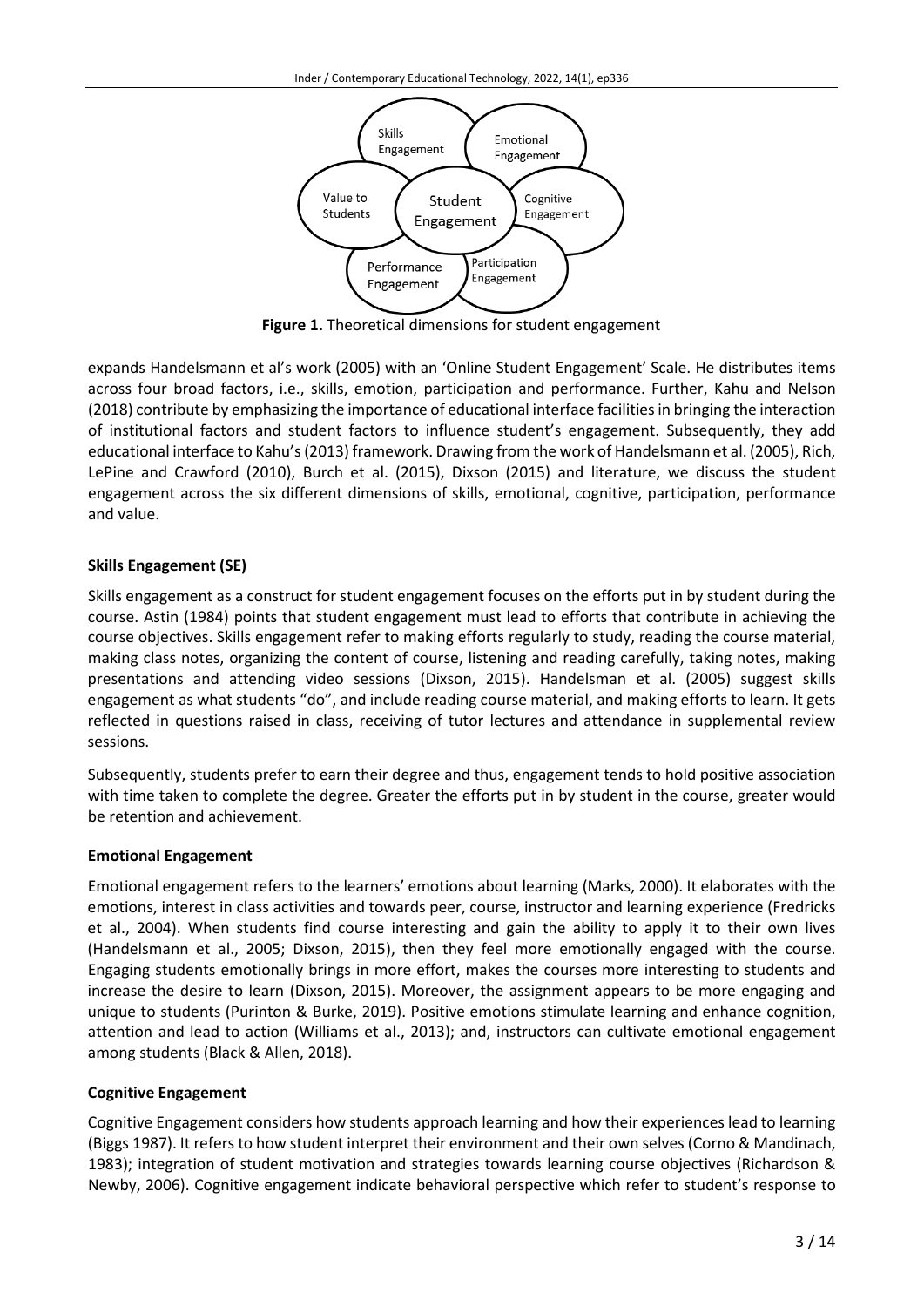**Figure 1.** Theoretical dimensions for student engagement

expands Handelsmann et al's work (2005) with an 'Online Student Engagement' Scale. He distributes items across four broad factors, i.e., skills, emotion, participation and performance. Further, Kahu and Nelson (2018) contribute by emphasizing the importance of educational interface facilities in bringing the interaction of institutional factors and student factors to influence student's engagement. Subsequently, they add educational interface to Kahu's (2013) framework. Drawing from the work of Handelsmann et al. (2005), Rich, LePine and Crawford (2010), Burch et al. (2015), Dixson (2015) and literature, we discuss the student engagement across the six different dimensions of skills, emotional, cognitive, participation, performance and value.

### Skills Engagement (SE)

Skills engagement as a construct for student engagement focuses on the efforts put in by student during the course. Astin (1984) points that student engagement must lead to efforts that contribute in achieving the course objectives. Skills engagement refer to making efforts regularly to study, reading the course material, making class notes, organizing the content of course, listening and reading carefully, taking notes, making presentations and attending video sessions (Dixson, 2015). Handelsman et al. (2005) suggest skills engagement as what students "do", and include reading course material, and making efforts to learn. It gets reflected in questions raised in class, receiving of tutor lectures and attendance in supplemental review sessions.

Subsequently, students prefer to earn their degree and thus, engagement tends to hold positive association with time taken to complete the degree. Greater the efforts put in by student in the course, greater would be retention and achievement.

### Emotional Engagement

Emotional engagement refers to the learners' emotions about learning (Marks, 2000). It elaborates with the emotions, interest in class activities and towards peer, course, instructor and learning experience (Fredricks et al., 2004). When students find course interesting and gain the ability to apply it to their own lives (Handelsmann et al., 2005; Dixson, 2015), then they feel more emotionally engaged with the course. Engaging students emotionally brings in more effort, makes the courses more interesting to students and increase the desire to learn (Dixson, 2015). Moreover, the assignment appears to be more engaging and unique to students (Purinton & Burke, 2019). Positive emotions stimulate learning and enhance cognition, attention and lead to action (Williams et al., 2013); and, instructors can cultivate emotional engagement among students (Black & Allen, 2018).

### Cognitive Engagement

Cognitive Engagement considers how students approach learning and how their experiences lead to learning (Biggs 1987). It refers to how student interpret their environment and their own selves (Corno & Mandinach, 1983); integration of student motivation and strategies towards learning course objectives (Richardson & Newby, 2006). Cognitive engagement indicate behavioral perspective which refer to student's response to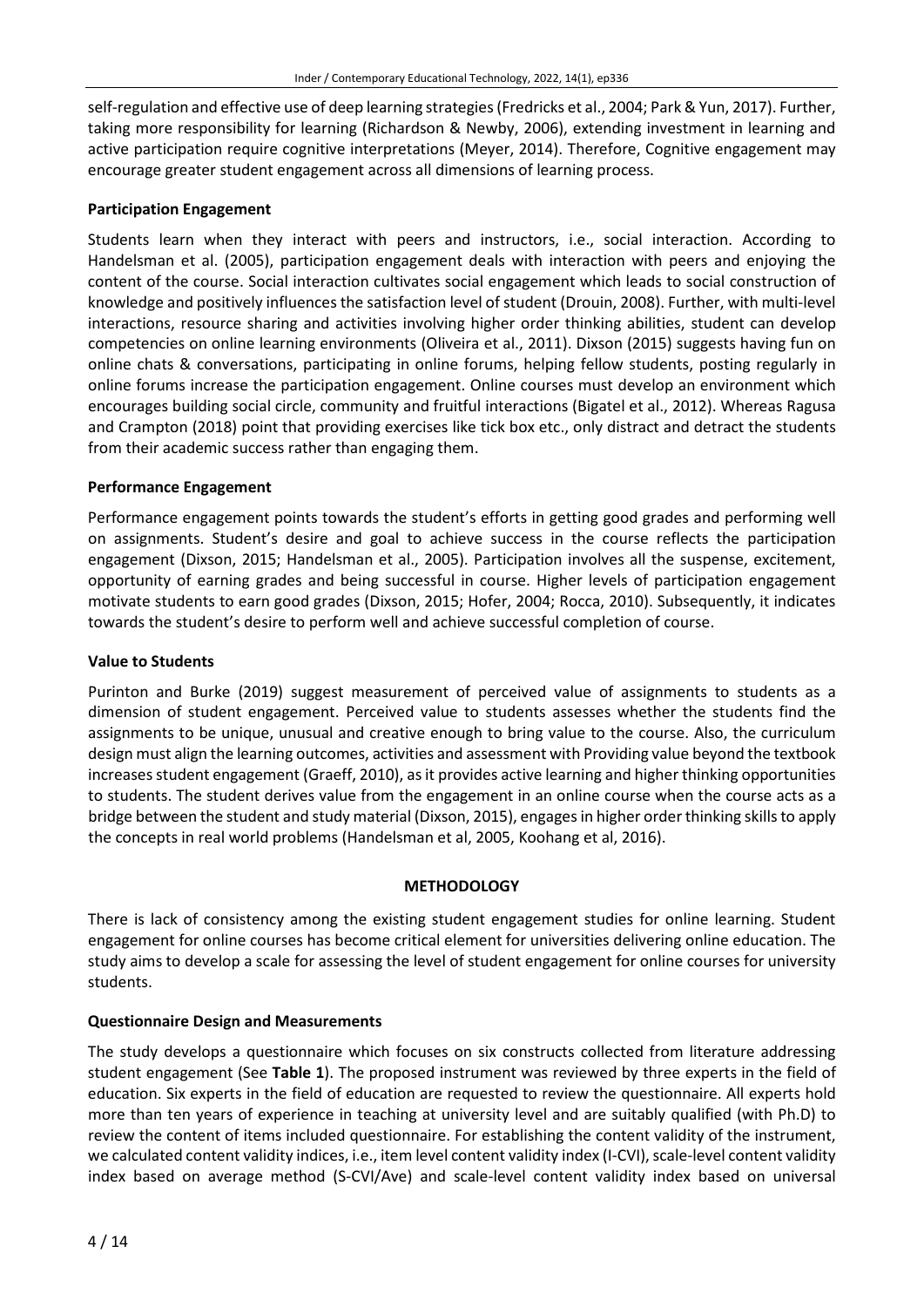self-regulation and effective use of deep learning strategies (Fredricks et al., 2004; Park & Yun, 2017). Further, taking more responsibility for learning (Richardson & Newby, 2006), extending investment in learning and active participation require cognitive interpretations (Meyer, 2014). Therefore, Cognitive engagement may encourage greater student engagement across all dimensions of learning process.

### Participation Engagement

Students learn when they interact with peers and instructors, i.e., social interaction. According to Handelsman et al. (2005), participation engagement deals with interaction with peers and enjoying the content of the course. Social interaction cultivates social engagement which leads to social construction of knowledge and positively influences the satisfaction level of student (Drouin, 2008). Further, with multi-level interactions, resource sharing and activities involving higher order thinking abilities, student can develop competencies on online learning environments (Oliveira et al., 2011). Dixson (2015) suggests having fun on online chats & conversations, participating in online forums, helping fellow students, posting regularly in online forums increase the participation engagement. Online courses must develop an environment which encourages building social circle, community and fruitful interactions (Bigatel et al., 2012). Whereas Ragusa and Crampton (2018) point that providing exercises like tick box etc., only distract and detract the students from their academic success rather than engaging them.

### Performance Engagement

Performance engagement points towards the student's efforts in getting good grades and performing well on assignments. Student's desire and goal to achieve success in the course reflects the participation engagement (Dixson, 2015; Handelsman et al., 2005). Participation involves all the suspense, excitement, opportunity of earning grades and being successful in course. Higher levels of participation engagement motivate students to earn good grades (Dixson, 2015; Hofer, 2004; Rocca, 2010). Subsequently, it indicates towards the student's desire to perform well and achieve successful completion of course.

### Value to Students

Purinton and Burke (2019) suggest measurement of perceived value of assignments to students as a dimension of student engagement. Perceived value to students assesses whether the students find the assignments to be unique, unusual and creative enough to bring value to the course. Also, the curriculum design must align the learning outcomes, activities and assessment with Providing value beyond the textbook increases student engagement (Graeff, 2010), as it provides active learning and higher thinking opportunities to students. The student derives value from the engagement in an online course when the course acts as a bridge between the student and study material (Dixson, 2015), engages in higher order thinking skills to apply the concepts in real world problems (Handelsman et al, 2005, Koohang et al, 2016).

## METHODOLOGY

There is lack of consistency among the existing student engagement studies for online learning. Student engagement for online courses has become critical element for universities delivering online education. The study aims to develop a scale for assessing the level of student engagement for online courses for university students.

### Questionnaire Design and Measurements

The study develops a questionnaire which focuses on six constructs collected from literature addressing student engagement (See **Table 1**). The proposed instrument was reviewed by three experts in the field of education. Six experts in the field of education are requested to review the questionnaire. All experts hold more than ten years of experience in teaching at university level and are suitably qualified (with Ph.D) to review the content of items included questionnaire. For establishing the content validity of the instrument, we calculated content validity indices, i.e., item level content validity index (I-CVI), scale-level content validity index based on average method (S-CVI/Ave) and scale-level content validity index based on universal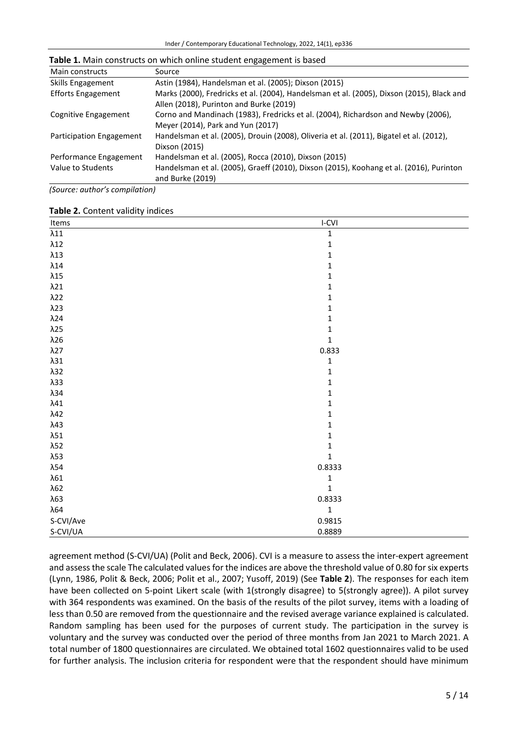**Table 1.** Main constructs on which online student engagement is based

| Main constructs | Source |
|---|---|
| Skills Engagement | Astin (1984), Handelsman et al. (2005); Dixson (2015) |
| Efforts Engagement | Marks (2000), Fredricks et al. (2004), Handelsman et al. (2005), Dixson (2015), Black and Allen (2018), Purinton and Burke (2019) |
| Cognitive Engagement | Corno and Mandinach (1983), Fredricks et al. (2004), Richardson and Newby (2006), Meyer (2014), Park and Yun (2017) |
| Participation Engagement | Handelsman et al. (2005), Drouin (2008), Oliveria et al. (2011), Bigatel et al. (2012), Dixson (2015) |
| Performance Engagement | Handelsman et al. (2005), Rocca (2010), Dixson (2015) |
| Value to Students | Handelsman et al. (2005), Graeff (2010), Dixson (2015), Koohang et al. (2016), Purinton and Burke (2019) |

*(Source: author's compilation)*

**Table 2.** Content validity indices

| Items | I-CVI |
|---|---|
| $\lambda 11$ | 1 |
| $\lambda 12$ | 1 |
| $\lambda 13$ | 1 |
| $\lambda 14$ | 1 |
| $\lambda 15$ | 1 |
| $\lambda 21$ | 1 |
| $\lambda 22$ | 1 |
| $\lambda 23$ | 1 |
| $\lambda 24$ | 1 |
| $\lambda 25$ | 1 |
| $\lambda 26$ | 1 |
| $\lambda 27$ | 0.833 |
| $\lambda 31$ | 1 |
| $\lambda 32$ | 1 |
| $\lambda 33$ | 1 |
| $\lambda 34$ | 1 |
| $\lambda 41$ | 1 |
| $\lambda 42$ | 1 |
| $\lambda 43$ | 1 |
| $\lambda 51$ | 1 |
| $\lambda 52$ | 1 |
| $\lambda 53$ | 1 |
| $\lambda 54$ | 0.8333 |
| $\lambda 61$ | 1 |
| $\lambda 62$ | 1 |
| $\lambda 63$ | 0.8333 |
| $\lambda 64$ | 1 |
| S-CVI/Ave | 0.9815 |
| S-CVI/UA | 0.8889 |

agreement method (S-CVI/UA) (Polit and Beck, 2006). CVI is a measure to assess the inter-expert agreement and assess the scale The calculated values for the indices are above the threshold value of 0.80 for six experts (Lynn, 1986, Polit & Beck, 2006; Polit et al., 2007; Yusoff, 2019) (See **Table 2**). The responses for each item have been collected on 5-point Likert scale (with 1(strongly disagree) to 5(strongly agree)). A pilot survey with 364 respondents was examined. On the basis of the results of the pilot survey, items with a loading of less than 0.50 are removed from the questionnaire and the revised average variance explained is calculated. Random sampling has been used for the purposes of current study. The participation in the survey is voluntary and the survey was conducted over the period of three months from Jan 2021 to March 2021. A total number of 1800 questionnaires are circulated. We obtained total 1602 questionnaires valid to be used for further analysis. The inclusion criteria for respondent were that the respondent should have minimum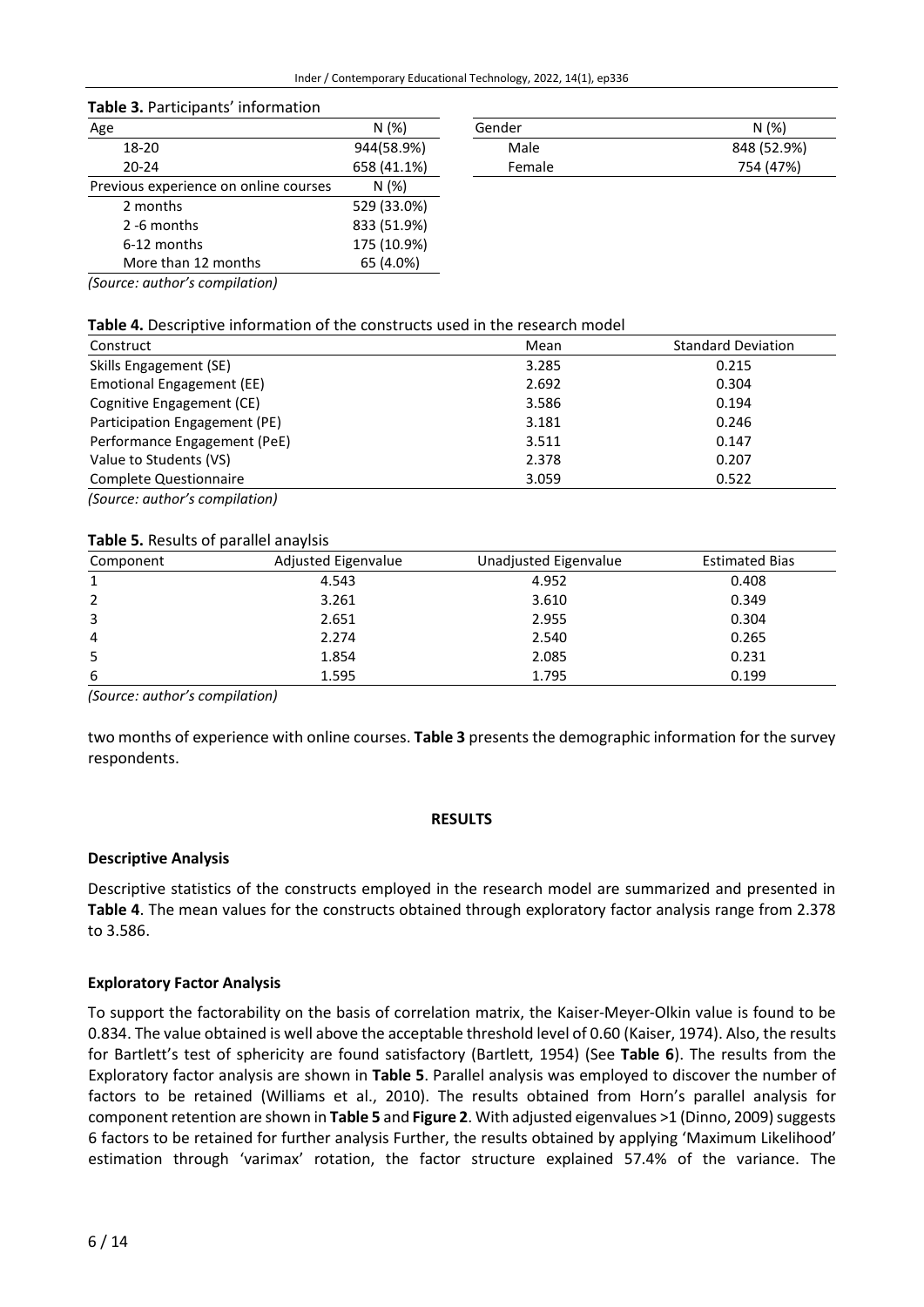**Table 3.** Participants' information

| Age | N (%) | Gender | N (%) |
|---|---|---|---|
| 18-20 | 944(58.9%) | Male | 848 (52.9%) |
| 20-24 | 658 (41.1%) | Female | 754 (47%) |
| Previous experience on online courses | N (%) | | |
| 2 months | 529 (33.0%) | | |
| 2 -6 months | 833 (51.9%) | | |
| 6-12 months | 175 (10.9%) | | |
| More than 12 months | 65 (4.0%) | | |

*(Source: author's compilation)*

**Table 4.** Descriptive information of the constructs used in the research model

| Construct | Mean | Standard Deviation |
|---|---|---|
| Skills Engagement (SE) | 3.285 | 0.215 |
| Emotional Engagement (EE) | 2.692 | 0.304 |
| Cognitive Engagement (CE) | 3.586 | 0.194 |
| Participation Engagement (PE) | 3.181 | 0.246 |
| Performance Engagement (PeE) | 3.511 | 0.147 |
| Value to Students (VS) | 2.378 | 0.207 |
| Complete Questionnaire | 3.059 | 0.522 |

*(Source: author's compilation)*

**Table 5.** Results of parallel anaylsis

| Component | Adjusted Eigenvalue | Unadjusted Eigenvalue | Estimated Bias |
|---|---|---|---|
| 1 | 4.543 | 4.952 | 0.408 |
| 2 | 3.261 | 3.610 | 0.349 |
| 3 | 2.651 | 2.955 | 0.304 |
| 4 | 2.274 | 2.540 | 0.265 |
| 5 | 1.854 | 2.085 | 0.231 |
| 6 | 1.595 | 1.795 | 0.199 |

*(Source: author's compilation)*

two months of experience with online courses. **Table 3** presents the demographic information for the survey respondents.

## RESULTS

### Descriptive Analysis

Descriptive statistics of the constructs employed in the research model are summarized and presented in **Table 4**. The mean values for the constructs obtained through exploratory factor analysis range from 2.378 to 3.586.

### Exploratory Factor Analysis

To support the factorability on the basis of correlation matrix, the Kaiser-Meyer-Olkin value is found to be 0.834. The value obtained is well above the acceptable threshold level of 0.60 (Kaiser, 1974). Also, the results for Bartlett's test of sphericity are found satisfactory (Bartlett, 1954) (See **Table 6**). The results from the Exploratory factor analysis are shown in **Table 5**. Parallel analysis was employed to discover the number of factors to be retained (Williams et al., 2010). The results obtained from Horn's parallel analysis for component retention are shown in **Table 5** and **Figure 2**. With adjusted eigenvalues >1 (Dinno, 2009) suggests 6 factors to be retained for further analysis Further, the results obtained by applying 'Maximum Likelihood' estimation through 'varimax' rotation, the factor structure explained 57.4% of the variance. The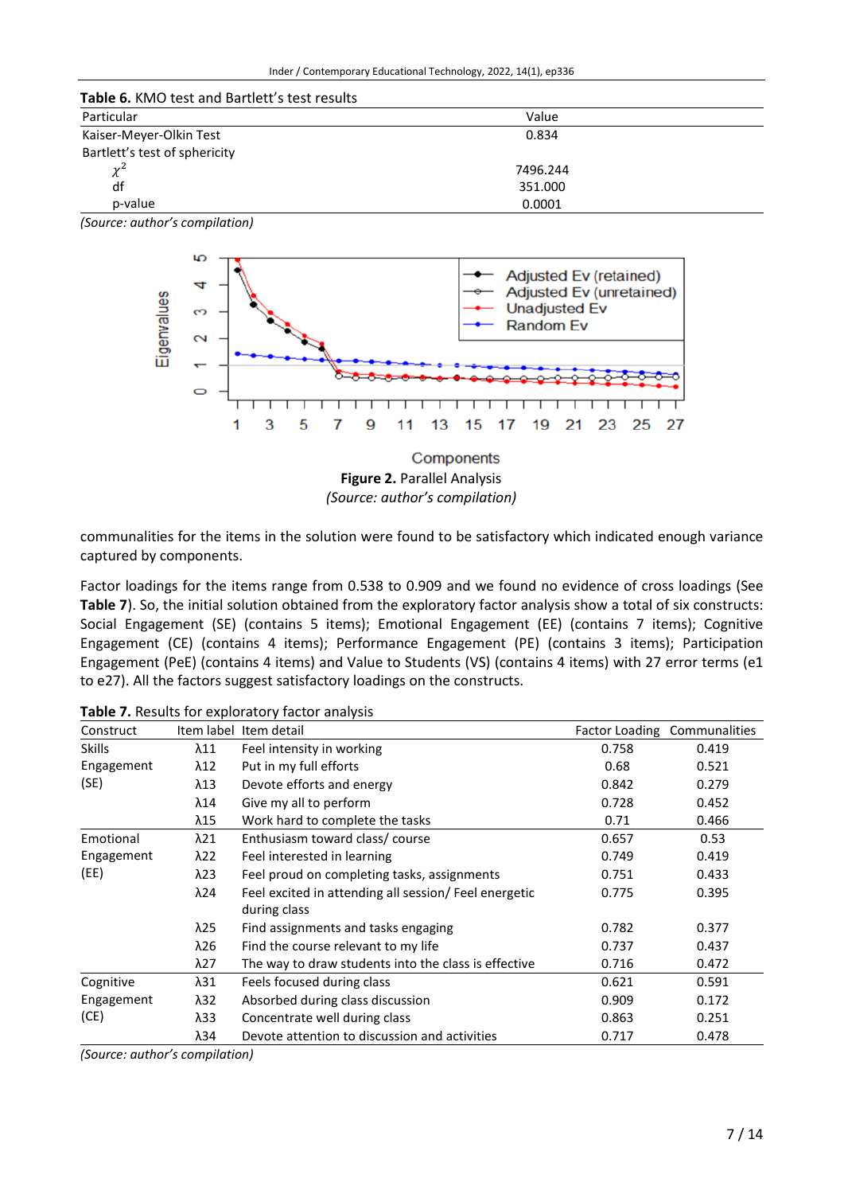**Table 6.** KMO test and Bartlett's test results

| Particular | Value |
|---|---|
| Kaiser-Meyer-Olkin Test | 0.834 |
| Bartlett's test of sphericity | |
| $\chi^2$ | 7496.244 |
| df | 351.000 |
| p-value | 0.0001 |

*(Source: author's compilation)*

**Figure 2.** Parallel Analysis
*(Source: author's compilation)*

communalities for the items in the solution were found to be satisfactory which indicated enough variance captured by components.

Factor loadings for the items range from 0.538 to 0.909 and we found no evidence of cross loadings (See **Table 7**). So, the initial solution obtained from the exploratory factor analysis show a total of six constructs: Social Engagement (SE) (contains 5 items); Emotional Engagement (EE) (contains 7 items); Cognitive Engagement (CE) (contains 4 items); Performance Engagement (PE) (contains 3 items); Participation Engagement (PeE) (contains 4 items) and Value to Students (VS) (contains 4 items) with 27 error terms (e1 to e27). All the factors suggest satisfactory loadings on the constructs.

**Table 7.** Results for exploratory factor analysis

| Construct | Item label | Item detail | Factor Loading | Communalities |
|---|---|---|---|---|
| Skills Engagement (SE) | λ11 | Feel intensity in working | 0.758 | 0.419 |
| | λ12 | Put in my full efforts | 0.68 | 0.521 |
| | λ13 | Devote efforts and energy | 0.842 | 0.279 |
| | λ14 | Give my all to perform | 0.728 | 0.452 |
| | λ15 | Work hard to complete the tasks | 0.71 | 0.466 |
| Emotional Engagement (EE) | λ21 | Enthusiasm toward class/ course | 0.657 | 0.53 |
| | λ22 | Feel interested in learning | 0.749 | 0.419 |
| | λ23 | Feel proud on completing tasks, assignments | 0.751 | 0.433 |
| | λ24 | Feel excited in attending all session/ Feel energetic during class | 0.775 | 0.395 |
| | λ25 | Find assignments and tasks engaging | 0.782 | 0.377 |
| | λ26 | Find the course relevant to my life | 0.737 | 0.437 |
| | λ27 | The way to draw students into the class is effective | 0.716 | 0.472 |
| Cognitive Engagement (CE) | λ31 | Feels focused during class | 0.621 | 0.591 |
| | λ32 | Absorbed during class discussion | 0.909 | 0.172 |
| | λ33 | Concentrate well during class | 0.863 | 0.251 |
| | λ34 | Devote attention to discussion and activities | 0.717 | 0.478 |

*(Source: author's compilation)*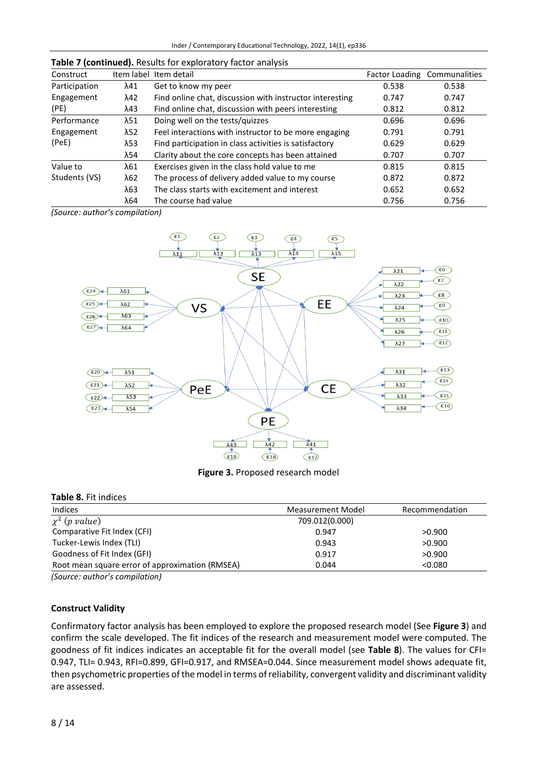**Table 7 (continued).** Results for exploratory factor analysis

| Construct | Item label | Item detail | Factor Loading | Communalities |
|---|---|---|---|---|
| Participation Engagement (PE) | λ41 | Get to know my peer | 0.538 | 0.538 |
| | λ42 | Find online chat, discussion with instructor interesting | 0.747 | 0.747 |
| | λ43 | Find online chat, discussion with peers interesting | 0.812 | 0.812 |
| Performance Engagement (PeE) | λ51 | Doing well on the tests/quizzes | 0.696 | 0.696 |
| | λ52 | Feel interactions with instructor to be more engaging | 0.791 | 0.791 |
| | λ53 | Find participation in class activities is satisfactory | 0.629 | 0.629 |
| | λ54 | Clarity about the core concepts has been attained | 0.707 | 0.707 |
| Value to Students (VS) | λ61 | Exercises given in the class hold value to me | 0.815 | 0.815 |
| | λ62 | The process of delivery added value to my course | 0.872 | 0.872 |
| | λ63 | The class starts with excitement and interest | 0.652 | 0.652 |
| | λ64 | The course had value | 0.756 | 0.756 |

*(Source: author's compilation)*

**Figure 3.** Proposed research model

**Table 8.** Fit indices

| Indices | Measurement Model | Recommendation |
|---|---|---|
| $\chi^2$ $(p\ value)$ | 709.012(0.000) | |
| Comparative Fit Index (CFI) | 0.947 | >0.900 |
| Tucker-Lewis Index (TLI) | 0.943 | >0.900 |
| Goodness of Fit Index (GFI) | 0.917 | >0.900 |
| Root mean square error of approximation (RMSEA) | 0.044 | <0.080 |

*(Source: author's compilation)*

### Construct Validity

Confirmatory factor analysis has been employed to explore the proposed research model (See **Figure 3**) and confirm the scale developed. The fit indices of the research and measurement model were computed. The goodness of fit indices indicates an acceptable fit for the overall model (see **Table 8**). The values for CFI= 0.947, TLI= 0.943, RFI=0.899, GFI=0.917, and RMSEA=0.044. Since measurement model shows adequate fit, then psychometric properties of the model in terms of reliability, convergent validity and discriminant validity are assessed.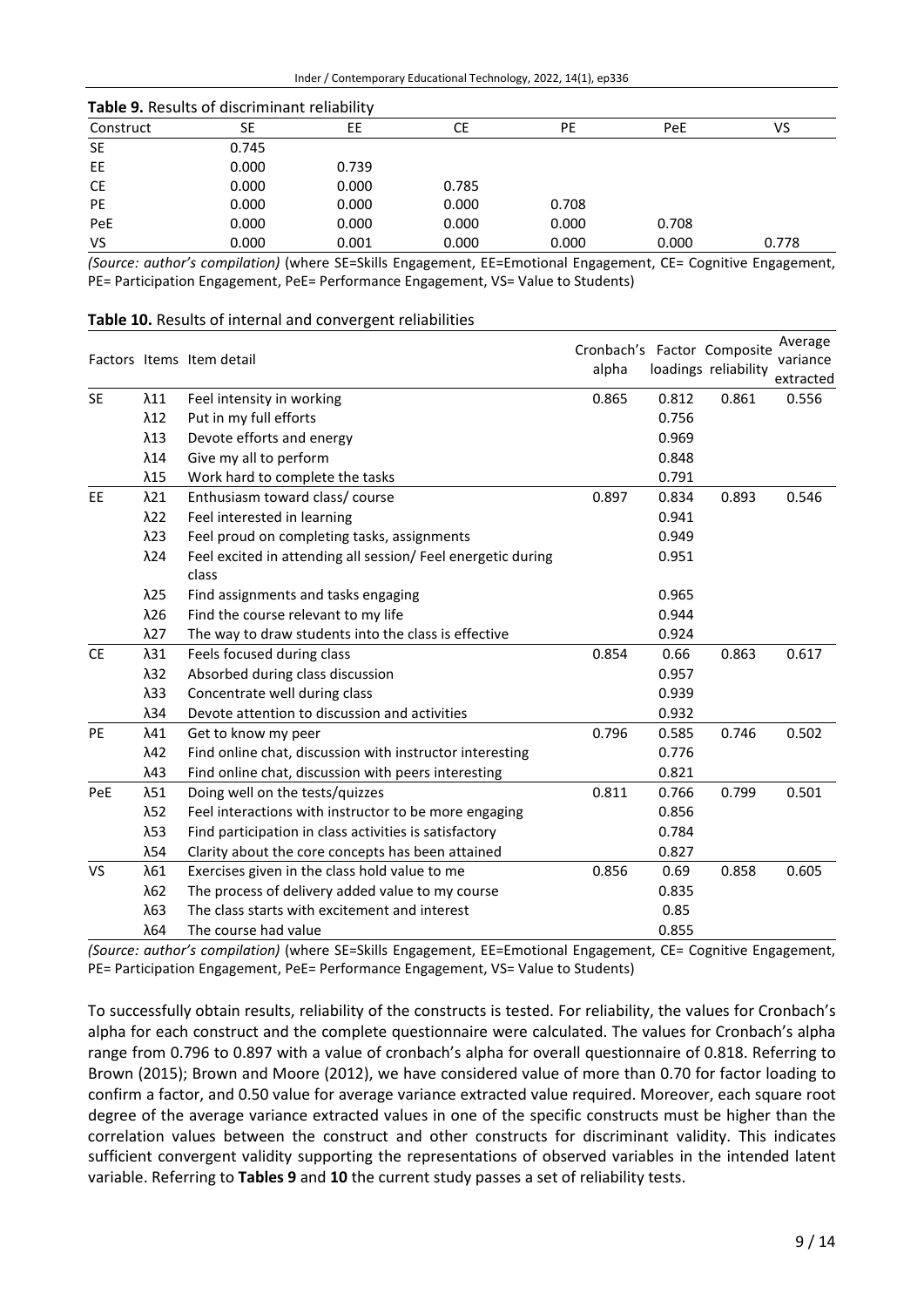**Table 9.** Results of discriminant reliability

| Construct | SE | EE | CE | PE | PeE | VS |
|---|---|---|---|---|---|---|
| SE | 0.745 | | | | | |
| EE | 0.000 | 0.739 | | | | |
| CE | 0.000 | 0.000 | 0.785 | | | |
| PE | 0.000 | 0.000 | 0.000 | 0.708 | | |
| PeE | 0.000 | 0.000 | 0.000 | 0.000 | 0.708 | |
| VS | 0.000 | 0.001 | 0.000 | 0.000 | 0.000 | 0.778 |

*(Source: author's compilation)* (where SE=Skills Engagement, EE=Emotional Engagement, CE= Cognitive Engagement, PE= Participation Engagement, PeE= Performance Engagement, VS= Value to Students)

**Table 10.** Results of internal and convergent reliabilities

| Factors | Items | Item detail | Cronbach's alpha | Factor loadings | Composite reliability | Average variance extracted |
|---|---|---|---|---|---|---|
| SE | λ11 | Feel intensity in working | 0.865 | 0.812 | 0.861 | 0.556 |
| | λ12 | Put in my full efforts | | 0.756 | | |
| | λ13 | Devote efforts and energy | | 0.969 | | |
| | λ14 | Give my all to perform | | 0.848 | | |
| | λ15 | Work hard to complete the tasks | | 0.791 | | |
| EE | λ21 | Enthusiasm toward class/ course | 0.897 | 0.834 | 0.893 | 0.546 |
| | λ22 | Feel interested in learning | | 0.941 | | |
| | λ23 | Feel proud on completing tasks, assignments | | 0.949 | | |
| | λ24 | Feel excited in attending all session/ Feel energetic during class | | 0.951 | | |
| | λ25 | Find assignments and tasks engaging | | 0.965 | | |
| | λ26 | Find the course relevant to my life | | 0.944 | | |
| | λ27 | The way to draw students into the class is effective | | 0.924 | | |
| CE | λ31 | Feels focused during class | 0.854 | 0.66 | 0.863 | 0.617 |
| | λ32 | Absorbed during class discussion | | 0.957 | | |
| | λ33 | Concentrate well during class | | 0.939 | | |
| | λ34 | Devote attention to discussion and activities | | 0.932 | | |
| PE | λ41 | Get to know my peer | 0.796 | 0.585 | 0.746 | 0.502 |
| | λ42 | Find online chat, discussion with instructor interesting | | 0.776 | | |
| | λ43 | Find online chat, discussion with peers interesting | | 0.821 | | |
| PeE | λ51 | Doing well on the tests/quizzes | 0.811 | 0.766 | 0.799 | 0.501 |
| | λ52 | Feel interactions with instructor to be more engaging | | 0.856 | | |
| | λ53 | Find participation in class activities is satisfactory | | 0.784 | | |
| | λ54 | Clarity about the core concepts has been attained | | 0.827 | | |
| VS | λ61 | Exercises given in the class hold value to me | 0.856 | 0.69 | 0.858 | 0.605 |
| | λ62 | The process of delivery added value to my course | | 0.835 | | |
| | λ63 | The class starts with excitement and interest | | 0.85 | | |
| | λ64 | The course had value | | 0.855 | | |

*(Source: author's compilation)* (where SE=Skills Engagement, EE=Emotional Engagement, CE= Cognitive Engagement, PE= Participation Engagement, PeE= Performance Engagement, VS= Value to Students)

To successfully obtain results, reliability of the constructs is tested. For reliability, the values for Cronbach's alpha for each construct and the complete questionnaire were calculated. The values for Cronbach's alpha range from 0.796 to 0.897 with a value of cronbach's alpha for overall questionnaire of 0.818. Referring to Brown (2015); Brown and Moore (2012), we have considered value of more than 0.70 for factor loading to confirm a factor, and 0.50 value for average variance extracted value required. Moreover, each square root degree of the average variance extracted values in one of the specific constructs must be higher than the correlation values between the construct and other constructs for discriminant validity. This indicates sufficient convergent validity supporting the representations of observed variables in the intended latent variable. Referring to **Tables 9** and **10** the current study passes a set of reliability tests.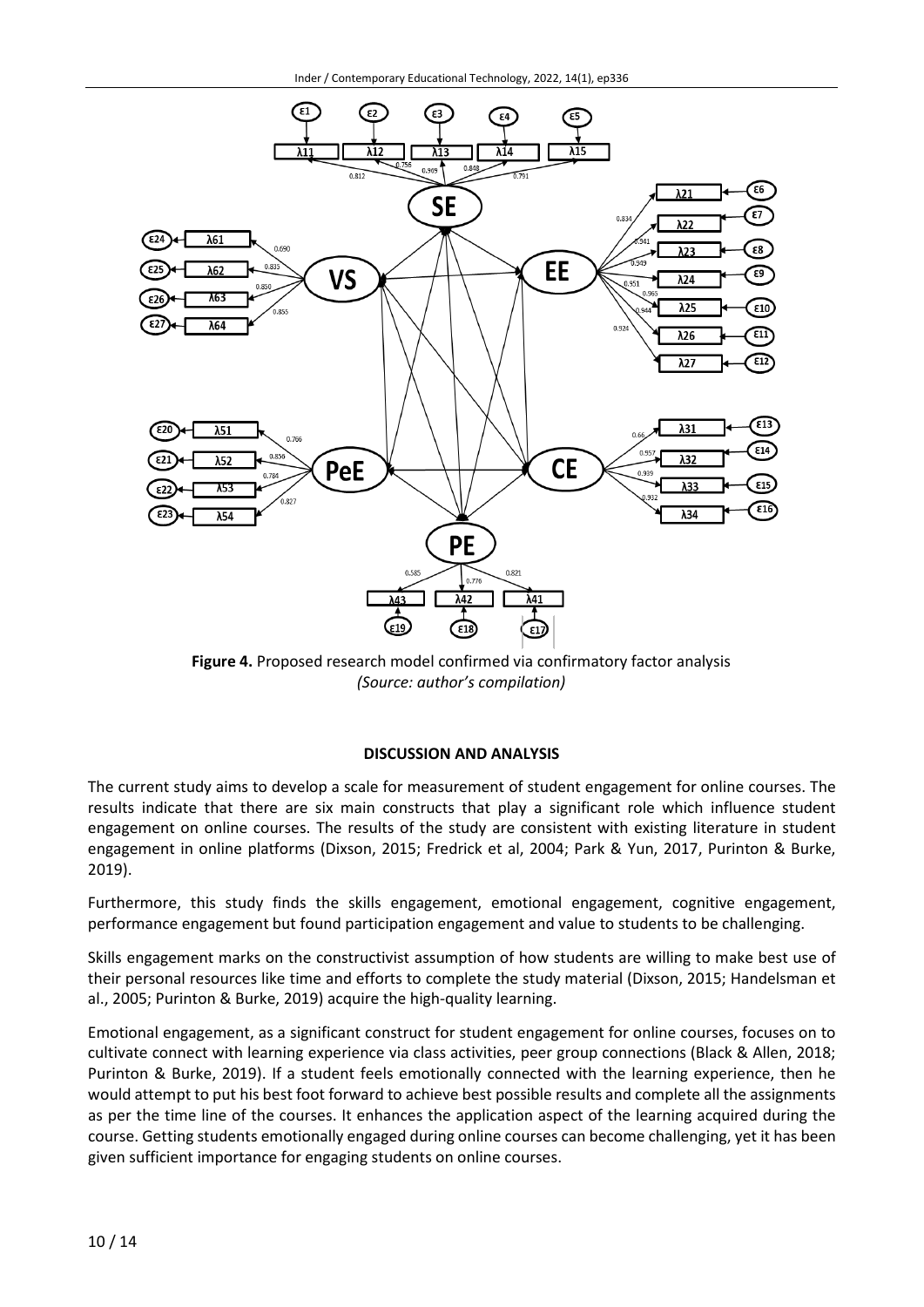**Figure 4.** Proposed research model confirmed via confirmatory factor analysis
*(Source: author's compilation)*

## DISCUSSION AND ANALYSIS

The current study aims to develop a scale for measurement of student engagement for online courses. The results indicate that there are six main constructs that play a significant role which influence student engagement on online courses. The results of the study are consistent with existing literature in student engagement in online platforms (Dixson, 2015; Fredrick et al, 2004; Park & Yun, 2017, Purinton & Burke, 2019).

Furthermore, this study finds the skills engagement, emotional engagement, cognitive engagement, performance engagement but found participation engagement and value to students to be challenging.

Skills engagement marks on the constructivist assumption of how students are willing to make best use of their personal resources like time and efforts to complete the study material (Dixson, 2015; Handelsman et al., 2005; Purinton & Burke, 2019) acquire the high-quality learning.

Emotional engagement, as a significant construct for student engagement for online courses, focuses on to cultivate connect with learning experience via class activities, peer group connections (Black & Allen, 2018; Purinton & Burke, 2019). If a student feels emotionally connected with the learning experience, then he would attempt to put his best foot forward to achieve best possible results and complete all the assignments as per the time line of the courses. It enhances the application aspect of the learning acquired during the course. Getting students emotionally engaged during online courses can become challenging, yet it has been given sufficient importance for engaging students on online courses.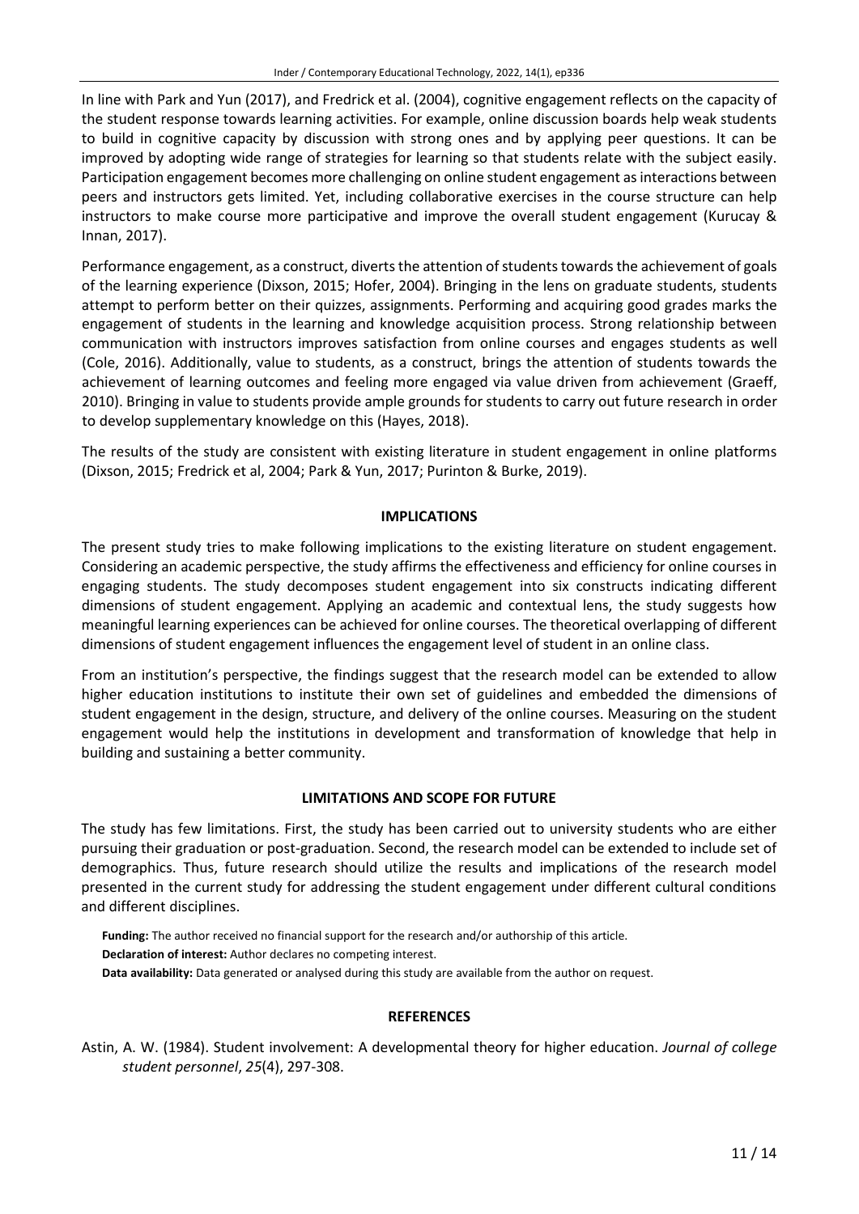In line with Park and Yun (2017), and Fredrick et al. (2004), cognitive engagement reflects on the capacity of the student response towards learning activities. For example, online discussion boards help weak students to build in cognitive capacity by discussion with strong ones and by applying peer questions. It can be improved by adopting wide range of strategies for learning so that students relate with the subject easily. Participation engagement becomes more challenging on online student engagement as interactions between peers and instructors gets limited. Yet, including collaborative exercises in the course structure can help instructors to make course more participative and improve the overall student engagement (Kurucay & Innan, 2017).

Performance engagement, as a construct, diverts the attention of students towards the achievement of goals of the learning experience (Dixson, 2015; Hofer, 2004). Bringing in the lens on graduate students, students attempt to perform better on their quizzes, assignments. Performing and acquiring good grades marks the engagement of students in the learning and knowledge acquisition process. Strong relationship between communication with instructors improves satisfaction from online courses and engages students as well (Cole, 2016). Additionally, value to students, as a construct, brings the attention of students towards the achievement of learning outcomes and feeling more engaged via value driven from achievement (Graeff, 2010). Bringing in value to students provide ample grounds for students to carry out future research in order to develop supplementary knowledge on this (Hayes, 2018).

The results of the study are consistent with existing literature in student engagement in online platforms (Dixson, 2015; Fredrick et al, 2004; Park & Yun, 2017; Purinton & Burke, 2019).

## IMPLICATIONS

The present study tries to make following implications to the existing literature on student engagement. Considering an academic perspective, the study affirms the effectiveness and efficiency for online courses in engaging students. The study decomposes student engagement into six constructs indicating different dimensions of student engagement. Applying an academic and contextual lens, the study suggests how meaningful learning experiences can be achieved for online courses. The theoretical overlapping of different dimensions of student engagement influences the engagement level of student in an online class.

From an institution's perspective, the findings suggest that the research model can be extended to allow higher education institutions to institute their own set of guidelines and embedded the dimensions of student engagement in the design, structure, and delivery of the online courses. Measuring on the student engagement would help the institutions in development and transformation of knowledge that help in building and sustaining a better community.

## LIMITATIONS AND SCOPE FOR FUTURE

The study has few limitations. First, the study has been carried out to university students who are either pursuing their graduation or post-graduation. Second, the research model can be extended to include set of demographics. Thus, future research should utilize the results and implications of the research model presented in the current study for addressing the student engagement under different cultural conditions and different disciplines.

**Funding:** The author received no financial support for the research and/or authorship of this article.

**Declaration of interest:** Author declares no competing interest.

**Data availability:** Data generated or analysed during this study are available from the author on request.

## REFERENCES

Astin, A. W. (1984). Student involvement: A developmental theory for higher education. *Journal of college student personnel*, *25*(4), 297-308.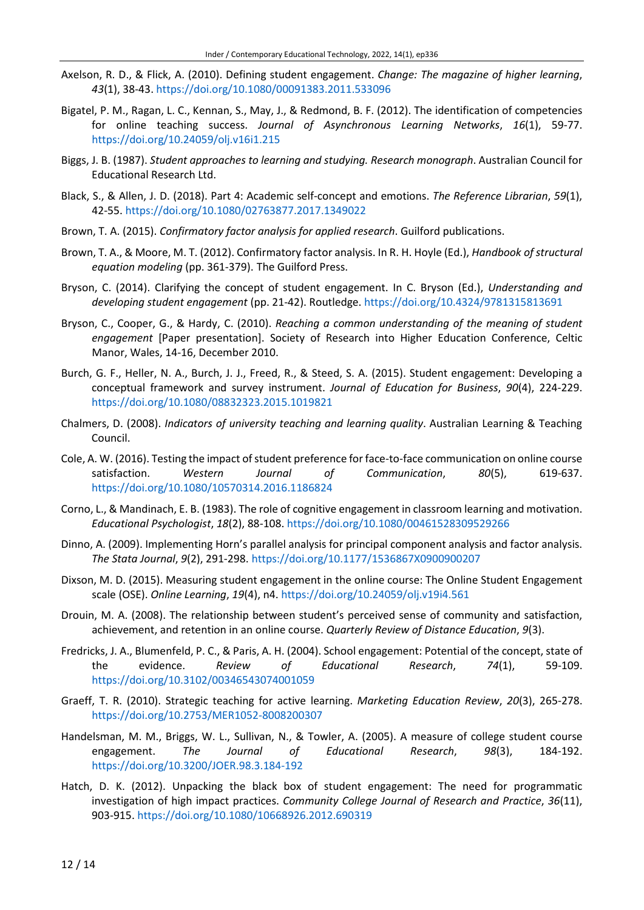Axelson, R. D., & Flick, A. (2010). Defining student engagement. *Change: The magazine of higher learning*, *43*(1), 38-43. https://doi.org/10.1080/00091383.2011.533096

Bigatel, P. M., Ragan, L. C., Kennan, S., May, J., & Redmond, B. F. (2012). The identification of competencies for online teaching success. *Journal of Asynchronous Learning Networks*, *16*(1), 59-77. https://doi.org/10.24059/olj.v16i1.215

Biggs, J. B. (1987). *Student approaches to learning and studying. Research monograph*. Australian Council for Educational Research Ltd.

Black, S., & Allen, J. D. (2018). Part 4: Academic self-concept and emotions. *The Reference Librarian*, *59*(1), 42-55. https://doi.org/10.1080/02763877.2017.1349022

Brown, T. A. (2015). *Confirmatory factor analysis for applied research*. Guilford publications.

Brown, T. A., & Moore, M. T. (2012). Confirmatory factor analysis. In R. H. Hoyle (Ed.), *Handbook of structural equation modeling* (pp. 361-379). The Guilford Press.

Bryson, C. (2014). Clarifying the concept of student engagement. In C. Bryson (Ed.), *Understanding and developing student engagement* (pp. 21-42). Routledge. https://doi.org/10.4324/9781315813691

Bryson, C., Cooper, G., & Hardy, C. (2010). *Reaching a common understanding of the meaning of student engagement* [Paper presentation]. Society of Research into Higher Education Conference, Celtic Manor, Wales, 14-16, December 2010.

Burch, G. F., Heller, N. A., Burch, J. J., Freed, R., & Steed, S. A. (2015). Student engagement: Developing a conceptual framework and survey instrument. *Journal of Education for Business*, *90*(4), 224-229. https://doi.org/10.1080/08832323.2015.1019821

Chalmers, D. (2008). *Indicators of university teaching and learning quality*. Australian Learning & Teaching Council.

Cole, A. W. (2016). Testing the impact of student preference for face-to-face communication on online course satisfaction. *Western Journal of Communication*, *80*(5), 619-637. https://doi.org/10.1080/10570314.2016.1186824

Corno, L., & Mandinach, E. B. (1983). The role of cognitive engagement in classroom learning and motivation. *Educational Psychologist*, *18*(2), 88-108. https://doi.org/10.1080/00461528309529266

Dinno, A. (2009). Implementing Horn's parallel analysis for principal component analysis and factor analysis. *The Stata Journal*, *9*(2), 291-298. https://doi.org/10.1177/1536867X0900900207

Dixson, M. D. (2015). Measuring student engagement in the online course: The Online Student Engagement scale (OSE). *Online Learning*, *19*(4), n4. https://doi.org/10.24059/olj.v19i4.561

Drouin, M. A. (2008). The relationship between student's perceived sense of community and satisfaction, achievement, and retention in an online course. *Quarterly Review of Distance Education*, *9*(3).

Fredricks, J. A., Blumenfeld, P. C., & Paris, A. H. (2004). School engagement: Potential of the concept, state of the evidence. *Review of Educational Research*, *74*(1), 59-109. https://doi.org/10.3102/00346543074001059

Graeff, T. R. (2010). Strategic teaching for active learning. *Marketing Education Review*, *20*(3), 265-278. https://doi.org/10.2753/MER1052-8008200307

Handelsman, M. M., Briggs, W. L., Sullivan, N., & Towler, A. (2005). A measure of college student course engagement. *The Journal of Educational Research*, *98*(3), 184-192. https://doi.org/10.3200/JOER.98.3.184-192

Hatch, D. K. (2012). Unpacking the black box of student engagement: The need for programmatic investigation of high impact practices. *Community College Journal of Research and Practice*, *36*(11), 903-915. https://doi.org/10.1080/10668926.2012.690319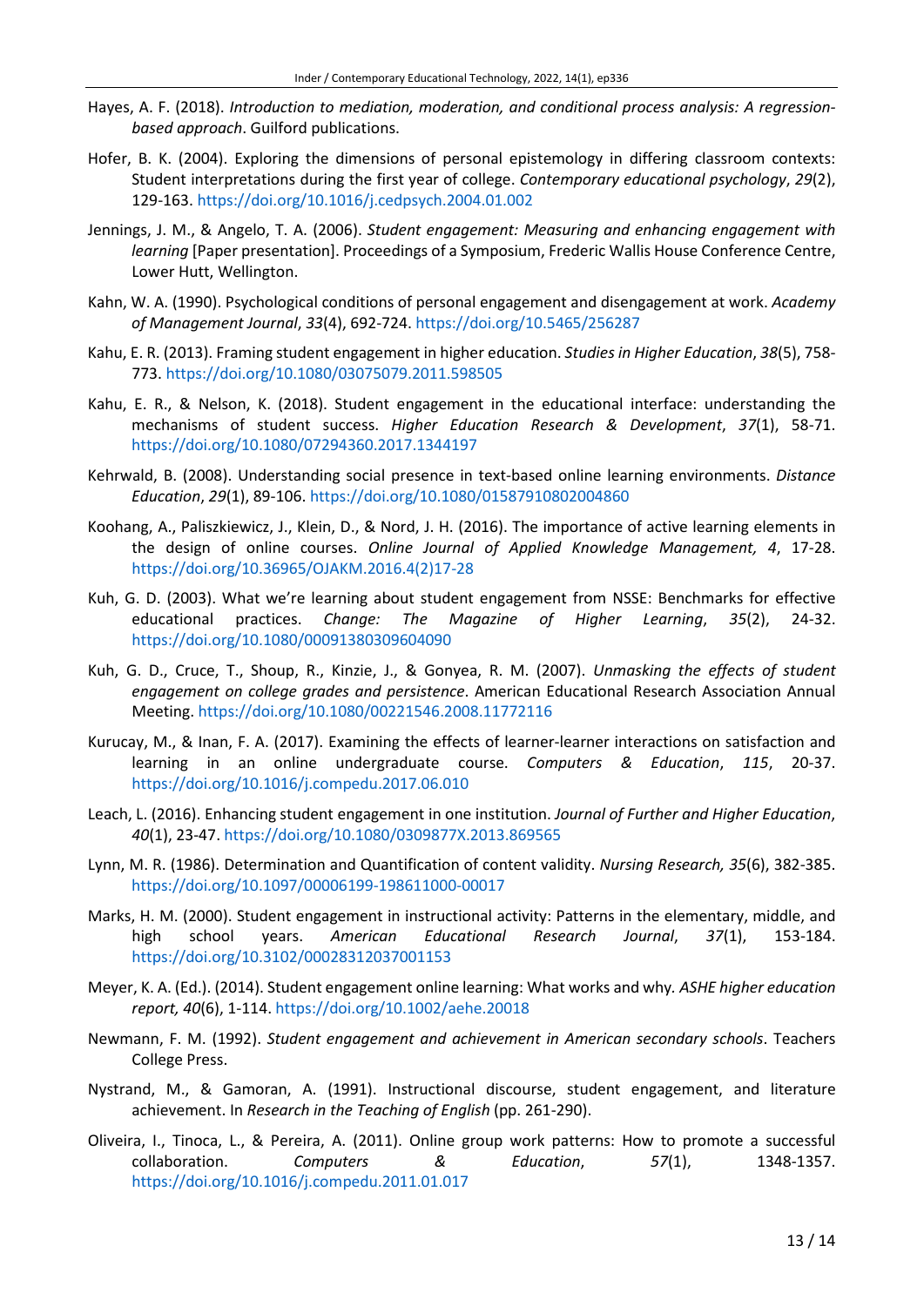Hayes, A. F. (2018). *Introduction to mediation, moderation, and conditional process analysis: A regression-based approach*. Guilford publications.

Hofer, B. K. (2004). Exploring the dimensions of personal epistemology in differing classroom contexts: Student interpretations during the first year of college. *Contemporary educational psychology*, *29*(2), 129-163. https://doi.org/10.1016/j.cedpsych.2004.01.002

Jennings, J. M., & Angelo, T. A. (2006). *Student engagement: Measuring and enhancing engagement with learning* [Paper presentation]. Proceedings of a Symposium, Frederic Wallis House Conference Centre, Lower Hutt, Wellington.

Kahn, W. A. (1990). Psychological conditions of personal engagement and disengagement at work. *Academy of Management Journal*, *33*(4), 692-724. https://doi.org/10.5465/256287

Kahu, E. R. (2013). Framing student engagement in higher education. *Studies in Higher Education*, *38*(5), 758-773. https://doi.org/10.1080/03075079.2011.598505

Kahu, E. R., & Nelson, K. (2018). Student engagement in the educational interface: understanding the mechanisms of student success. *Higher Education Research & Development*, *37*(1), 58-71. https://doi.org/10.1080/07294360.2017.1344197

Kehrwald, B. (2008). Understanding social presence in text-based online learning environments. *Distance Education*, *29*(1), 89-106. https://doi.org/10.1080/01587910802004860

Koohang, A., Paliszkiewicz, J., Klein, D., & Nord, J. H. (2016). The importance of active learning elements in the design of online courses. *Online Journal of Applied Knowledge Management, 4*, 17-28. https://doi.org/10.36965/OJAKM.2016.4(2)17-28

Kuh, G. D. (2003). What we're learning about student engagement from NSSE: Benchmarks for effective educational practices. *Change: The Magazine of Higher Learning*, *35*(2), 24-32. https://doi.org/10.1080/00091380309604090

Kuh, G. D., Cruce, T., Shoup, R., Kinzie, J., & Gonyea, R. M. (2007). *Unmasking the effects of student engagement on college grades and persistence*. American Educational Research Association Annual Meeting. https://doi.org/10.1080/00221546.2008.11772116

Kurucay, M., & Inan, F. A. (2017). Examining the effects of learner-learner interactions on satisfaction and learning in an online undergraduate course. *Computers & Education*, *115*, 20-37. https://doi.org/10.1016/j.compedu.2017.06.010

Leach, L. (2016). Enhancing student engagement in one institution. *Journal of Further and Higher Education*, *40*(1), 23-47. https://doi.org/10.1080/0309877X.2013.869565

Lynn, M. R. (1986). Determination and Quantification of content validity. *Nursing Research, 35*(6), 382-385. https://doi.org/10.1097/00006199-198611000-00017

Marks, H. M. (2000). Student engagement in instructional activity: Patterns in the elementary, middle, and high school years. *American Educational Research Journal*, *37*(1), 153-184. https://doi.org/10.3102/00028312037001153

Meyer, K. A. (Ed.). (2014). Student engagement online learning: What works and why. *ASHE higher education report, 40*(6), 1-114. https://doi.org/10.1002/aehe.20018

Newmann, F. M. (1992). *Student engagement and achievement in American secondary schools*. Teachers College Press.

Nystrand, M., & Gamoran, A. (1991). Instructional discourse, student engagement, and literature achievement. In *Research in the Teaching of English* (pp. 261-290).

Oliveira, I., Tinoca, L., & Pereira, A. (2011). Online group work patterns: How to promote a successful collaboration. *Computers & Education*, *57*(1), 1348-1357. https://doi.org/10.1016/j.compedu.2011.01.017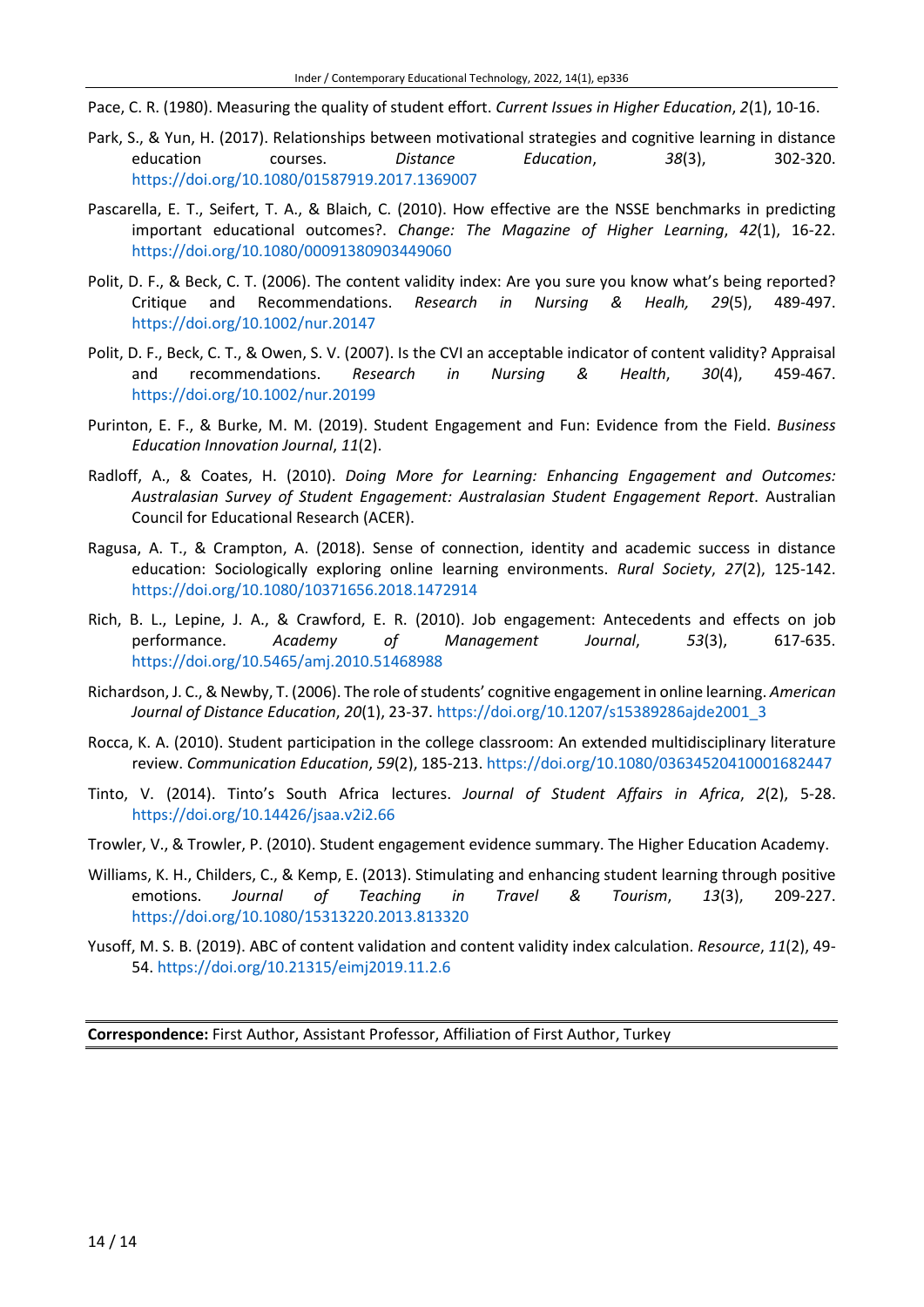Pace, C. R. (1980). Measuring the quality of student effort. *Current Issues in Higher Education*, *2*(1), 10-16.

Park, S., & Yun, H. (2017). Relationships between motivational strategies and cognitive learning in distance education courses. *Distance Education*, *38*(3), 302-320. https://doi.org/10.1080/01587919.2017.1369007

Pascarella, E. T., Seifert, T. A., & Blaich, C. (2010). How effective are the NSSE benchmarks in predicting important educational outcomes?. *Change: The Magazine of Higher Learning*, *42*(1), 16-22. https://doi.org/10.1080/00091380903449060

Polit, D. F., & Beck, C. T. (2006). The content validity index: Are you sure you know what's being reported? Critique and Recommendations. *Research in Nursing & Healh, 29*(5), 489-497. https://doi.org/10.1002/nur.20147

Polit, D. F., Beck, C. T., & Owen, S. V. (2007). Is the CVI an acceptable indicator of content validity? Appraisal and recommendations. *Research in Nursing & Health*, *30*(4), 459-467. https://doi.org/10.1002/nur.20199

Purinton, E. F., & Burke, M. M. (2019). Student Engagement and Fun: Evidence from the Field. *Business Education Innovation Journal*, *11*(2).

Radloff, A., & Coates, H. (2010). *Doing More for Learning: Enhancing Engagement and Outcomes: Australasian Survey of Student Engagement: Australasian Student Engagement Report*. Australian Council for Educational Research (ACER).

Ragusa, A. T., & Crampton, A. (2018). Sense of connection, identity and academic success in distance education: Sociologically exploring online learning environments. *Rural Society*, *27*(2), 125-142. https://doi.org/10.1080/10371656.2018.1472914

Rich, B. L., Lepine, J. A., & Crawford, E. R. (2010). Job engagement: Antecedents and effects on job performance. *Academy of Management Journal*, *53*(3), 617-635. https://doi.org/10.5465/amj.2010.51468988

Richardson, J. C., & Newby, T. (2006). The role of students' cognitive engagement in online learning. *American Journal of Distance Education*, *20*(1), 23-37. https://doi.org/10.1207/s15389286ajde2001_3

Rocca, K. A. (2010). Student participation in the college classroom: An extended multidisciplinary literature review. *Communication Education*, *59*(2), 185-213. https://doi.org/10.1080/03634520410001682447

Tinto, V. (2014). Tinto's South Africa lectures. *Journal of Student Affairs in Africa*, *2*(2), 5-28. https://doi.org/10.14426/jsaa.v2i2.66

Trowler, V., & Trowler, P. (2010). Student engagement evidence summary. The Higher Education Academy.

Williams, K. H., Childers, C., & Kemp, E. (2013). Stimulating and enhancing student learning through positive emotions. *Journal of Teaching in Travel & Tourism*, *13*(3), 209-227. https://doi.org/10.1080/15313220.2013.813320

Yusoff, M. S. B. (2019). ABC of content validation and content validity index calculation. *Resource*, *11*(2), 49-54. https://doi.org/10.21315/eimj2019.11.2.6

**Correspondence:** First Author, Assistant Professor, Affiliation of First Author, Turkey